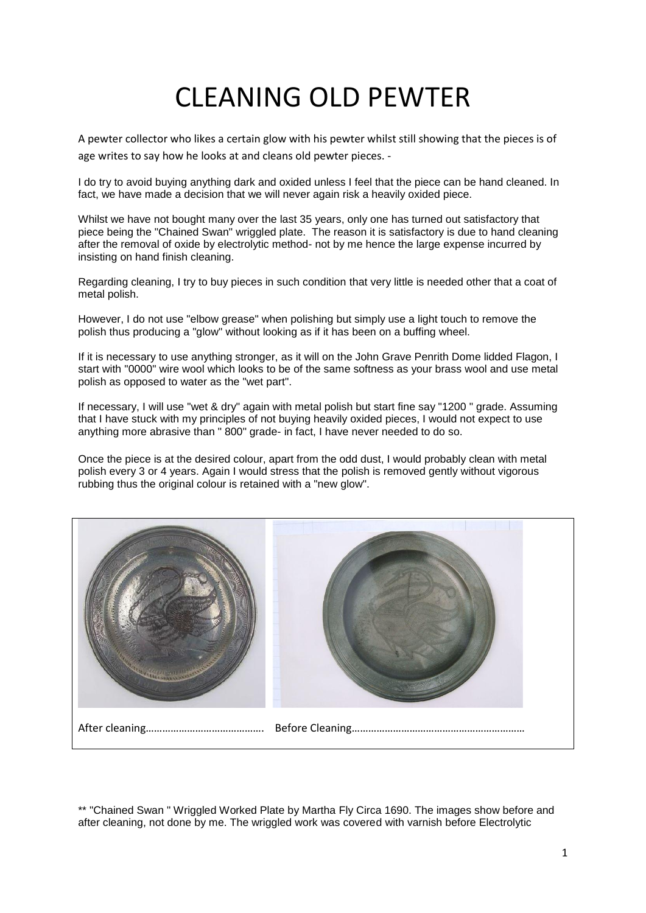# CLEANING OLD PEWTER

A pewter collector who likes a certain glow with his pewter whilst still showing that the pieces is of age writes to say how he looks at and cleans old pewter pieces. -

I do try to avoid buying anything dark and oxided unless I feel that the piece can be hand cleaned. In fact, we have made a decision that we will never again risk a heavily oxided piece.

Whilst we have not bought many over the last 35 years, only one has turned out satisfactory that piece being the "Chained Swan" wriggled plate. The reason it is satisfactory is due to hand cleaning after the removal of oxide by electrolytic method- not by me hence the large expense incurred by insisting on hand finish cleaning.

Regarding cleaning, I try to buy pieces in such condition that very little is needed other that a coat of metal polish.

However, I do not use "elbow grease" when polishing but simply use a light touch to remove the polish thus producing a "glow" without looking as if it has been on a buffing wheel.

If it is necessary to use anything stronger, as it will on the John Grave Penrith Dome lidded Flagon, I start with "0000" wire wool which looks to be of the same softness as your brass wool and use metal polish as opposed to water as the "wet part".

If necessary, I will use "wet & dry" again with metal polish but start fine say "1200 " grade. Assuming that I have stuck with my principles of not buying heavily oxided pieces, I would not expect to use anything more abrasive than " 800" grade- in fact, I have never needed to do so.

Once the piece is at the desired colour, apart from the odd dust, I would probably clean with metal polish every 3 or 4 years. Again I would stress that the polish is removed gently without vigorous rubbing thus the original colour is retained with a "new glow".

After cleaning…………………………………….. Before Cleaning………………………………………………………

** "Chained Swan " Wriggled Worked Plate by Martha Fly Circa 1690. The images show before and after cleaning, not done by me. The wriggled work was covered with varnish before Electrolytic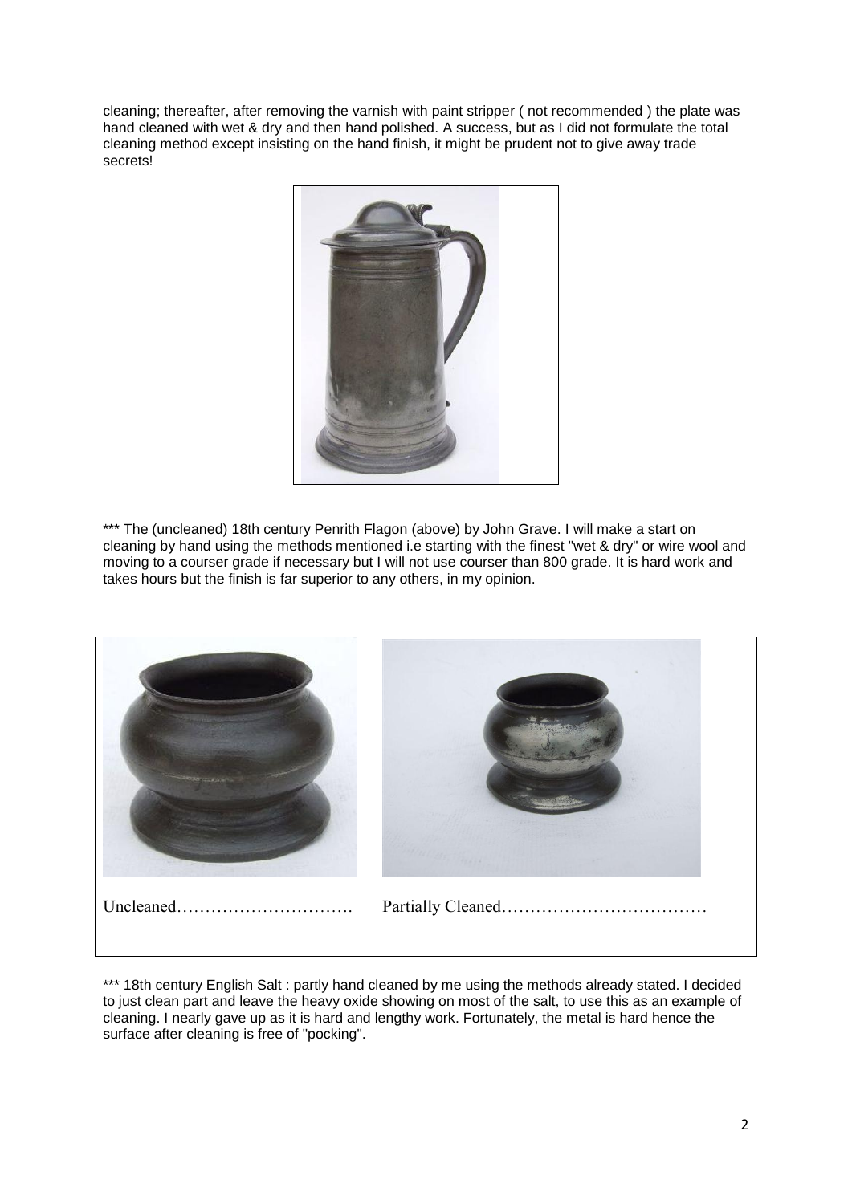cleaning; thereafter, after removing the varnish with paint stripper ( not recommended ) the plate was hand cleaned with wet & dry and then hand polished. A success, but as I did not formulate the total cleaning method except insisting on the hand finish, it might be prudent not to give away trade secrets!

*** The (uncleaned) 18th century Penrith Flagon (above) by John Grave. I will make a start on cleaning by hand using the methods mentioned i.e starting with the finest "wet & dry" or wire wool and moving to a courser grade if necessary but I will not use courser than 800 grade. It is hard work and takes hours but the finish is far superior to any others, in my opinion.

Uncleaned…………………………. Partially Cleaned………………………………

*** 18th century English Salt : partly hand cleaned by me using the methods already stated. I decided to just clean part and leave the heavy oxide showing on most of the salt, to use this as an example of cleaning. I nearly gave up as it is hard and lengthy work. Fortunately, the metal is hard hence the surface after cleaning is free of "pocking".